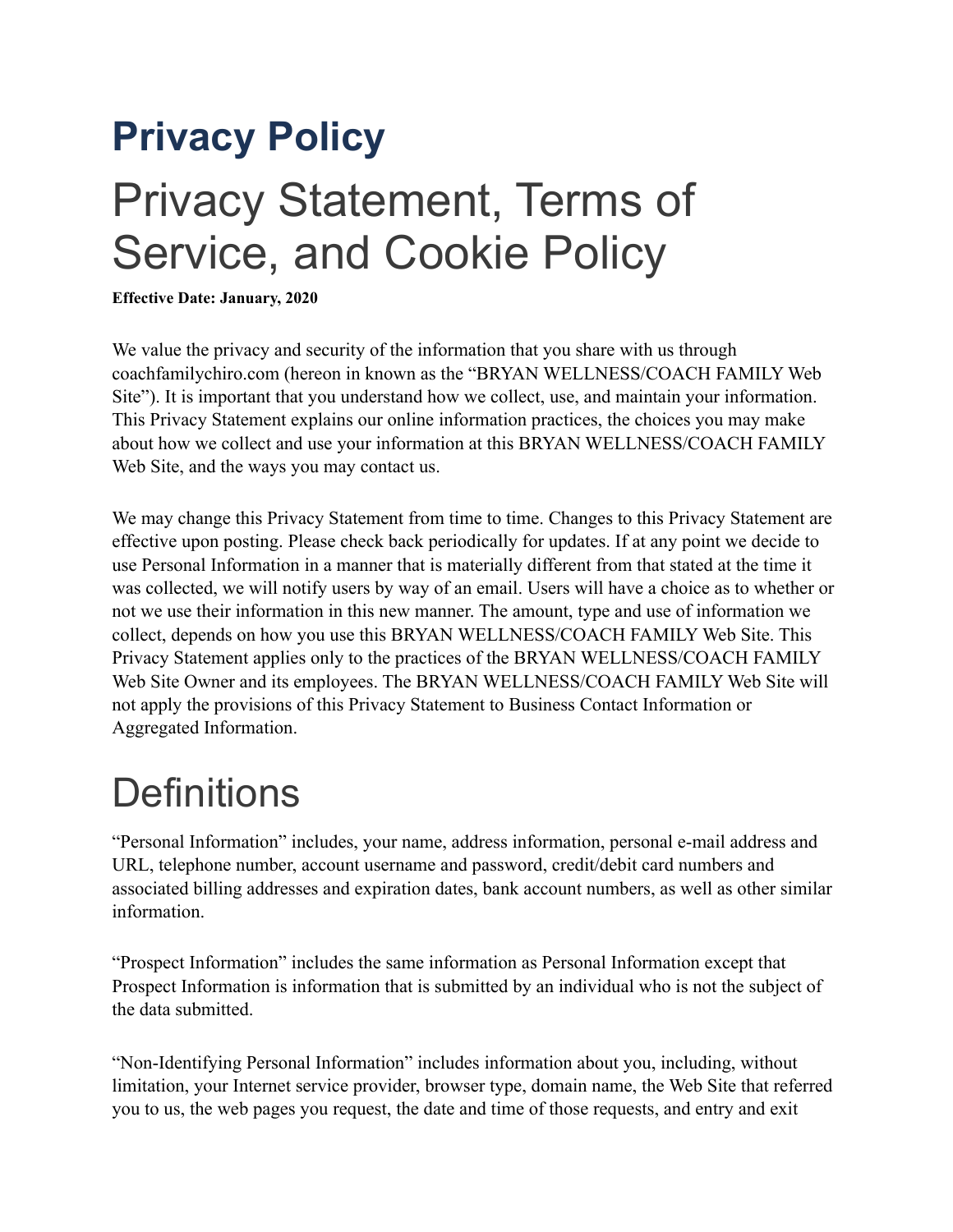# Privacy Policy

# Privacy Statement, Terms of Service, and Cookie Policy

**Effective Date: January, 2020**

We value the privacy and security of the information that you share with us through coachfamilychiro.com (hereon in known as the "BRYAN WELLNESS/COACH FAMILY Web Site"). It is important that you understand how we collect, use, and maintain your information. This Privacy Statement explains our online information practices, the choices you may make about how we collect and use your information at this BRYAN WELLNESS/COACH FAMILY Web Site, and the ways you may contact us.

We may change this Privacy Statement from time to time. Changes to this Privacy Statement are effective upon posting. Please check back periodically for updates. If at any point we decide to use Personal Information in a manner that is materially different from that stated at the time it was collected, we will notify users by way of an email. Users will have a choice as to whether or not we use their information in this new manner. The amount, type and use of information we collect, depends on how you use this BRYAN WELLNESS/COACH FAMILY Web Site. This Privacy Statement applies only to the practices of the BRYAN WELLNESS/COACH FAMILY Web Site Owner and its employees. The BRYAN WELLNESS/COACH FAMILY Web Site will not apply the provisions of this Privacy Statement to Business Contact Information or Aggregated Information.

## Definitions

"Personal Information" includes, your name, address information, personal e-mail address and URL, telephone number, account username and password, credit/debit card numbers and associated billing addresses and expiration dates, bank account numbers, as well as other similar information.

"Prospect Information" includes the same information as Personal Information except that Prospect Information is information that is submitted by an individual who is not the subject of the data submitted.

"Non-Identifying Personal Information" includes information about you, including, without limitation, your Internet service provider, browser type, domain name, the Web Site that referred you to us, the web pages you request, the date and time of those requests, and entry and exit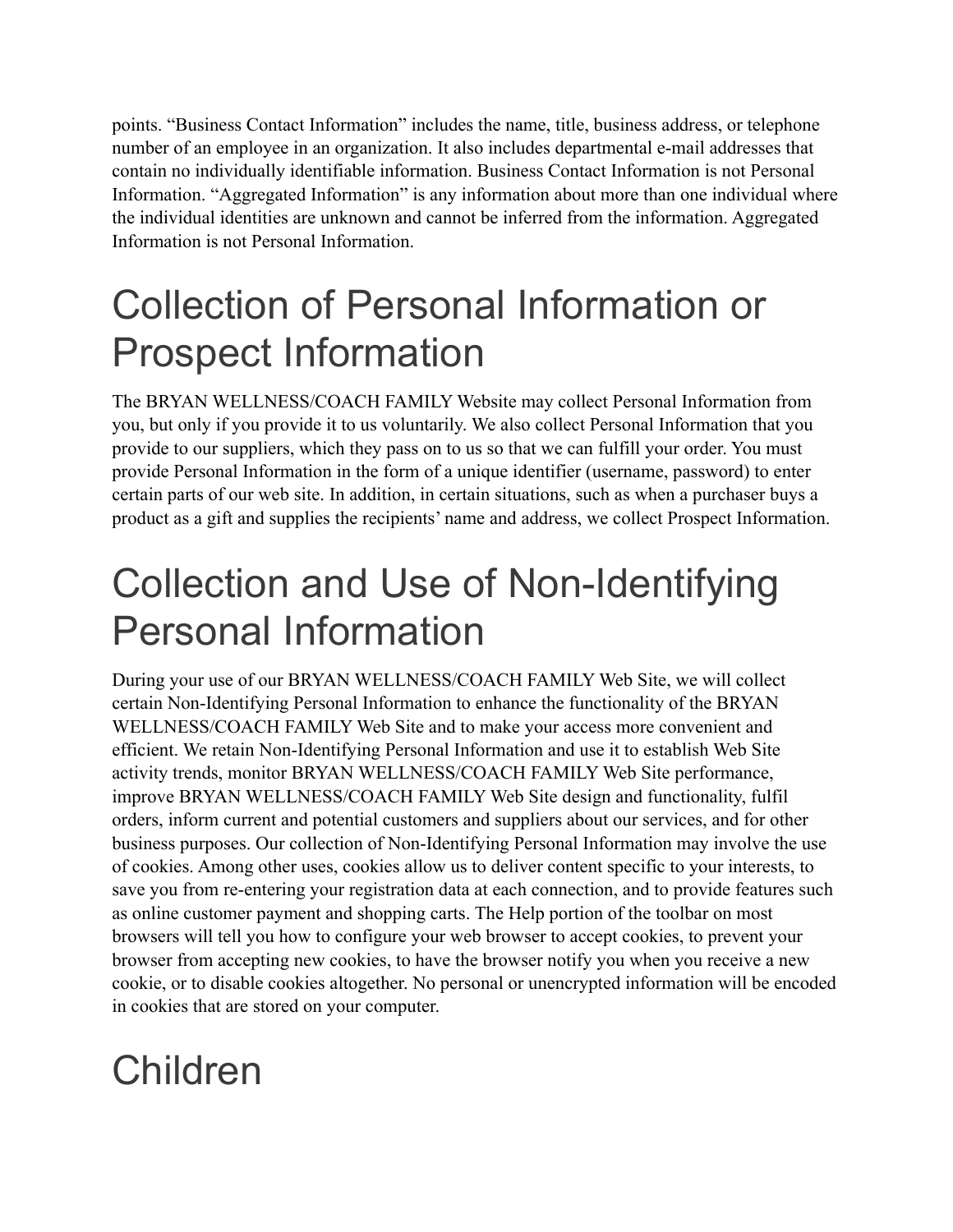points. “Business Contact Information” includes the name, title, business address, or telephone number of an employee in an organization. It also includes departmental e-mail addresses that contain no individually identifiable information. Business Contact Information is not Personal Information. “Aggregated Information” is any information about more than one individual where the individual identities are unknown and cannot be inferred from the information. Aggregated Information is not Personal Information.

# Collection of Personal Information or Prospect Information

The BRYAN WELLNESS/COACH FAMILY Website may collect Personal Information from you, but only if you provide it to us voluntarily. We also collect Personal Information that you provide to our suppliers, which they pass on to us so that we can fulfill your order. You must provide Personal Information in the form of a unique identifier (username, password) to enter certain parts of our web site. In addition, in certain situations, such as when a purchaser buys a product as a gift and supplies the recipients’ name and address, we collect Prospect Information.

# Collection and Use of Non-Identifying Personal Information

During your use of our BRYAN WELLNESS/COACH FAMILY Web Site, we will collect certain Non-Identifying Personal Information to enhance the functionality of the BRYAN WELLNESS/COACH FAMILY Web Site and to make your access more convenient and efficient. We retain Non-Identifying Personal Information and use it to establish Web Site activity trends, monitor BRYAN WELLNESS/COACH FAMILY Web Site performance, improve BRYAN WELLNESS/COACH FAMILY Web Site design and functionality, fulfil orders, inform current and potential customers and suppliers about our services, and for other business purposes. Our collection of Non-Identifying Personal Information may involve the use of cookies. Among other uses, cookies allow us to deliver content specific to your interests, to save you from re-entering your registration data at each connection, and to provide features such as online customer payment and shopping carts. The Help portion of the toolbar on most browsers will tell you how to configure your web browser to accept cookies, to prevent your browser from accepting new cookies, to have the browser notify you when you receive a new cookie, or to disable cookies altogether. No personal or unencrypted information will be encoded in cookies that are stored on your computer.

# Children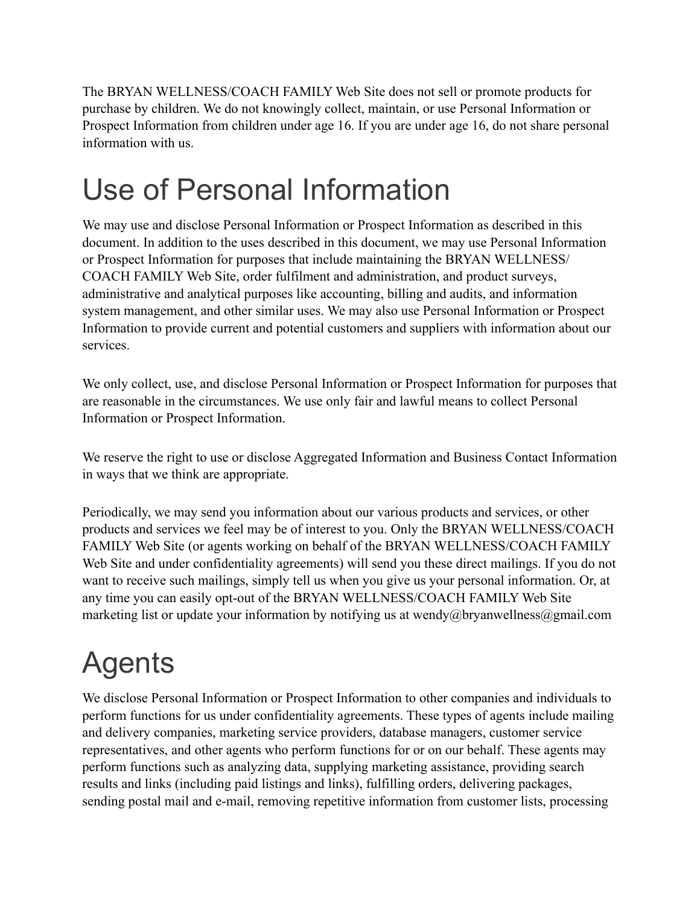The BRYAN WELLNESS/COACH FAMILY Web Site does not sell or promote products for purchase by children. We do not knowingly collect, maintain, or use Personal Information or Prospect Information from children under age 16. If you are under age 16, do not share personal information with us.

# Use of Personal Information

We may use and disclose Personal Information or Prospect Information as described in this document. In addition to the uses described in this document, we may use Personal Information or Prospect Information for purposes that include maintaining the BRYAN WELLNESS/ COACH FAMILY Web Site, order fulfilment and administration, and product surveys, administrative and analytical purposes like accounting, billing and audits, and information system management, and other similar uses. We may also use Personal Information or Prospect Information to provide current and potential customers and suppliers with information about our services.

We only collect, use, and disclose Personal Information or Prospect Information for purposes that are reasonable in the circumstances. We use only fair and lawful means to collect Personal Information or Prospect Information.

We reserve the right to use or disclose Aggregated Information and Business Contact Information in ways that we think are appropriate.

Periodically, we may send you information about our various products and services, or other products and services we feel may be of interest to you. Only the BRYAN WELLNESS/COACH FAMILY Web Site (or agents working on behalf of the BRYAN WELLNESS/COACH FAMILY Web Site and under confidentiality agreements) will send you these direct mailings. If you do not want to receive such mailings, simply tell us when you give us your personal information. Or, at any time you can easily opt-out of the BRYAN WELLNESS/COACH FAMILY Web Site marketing list or update your information by notifying us at wendy@bryanwellness@gmail.com

# Agents

We disclose Personal Information or Prospect Information to other companies and individuals to perform functions for us under confidentiality agreements. These types of agents include mailing and delivery companies, marketing service providers, database managers, customer service representatives, and other agents who perform functions for or on our behalf. These agents may perform functions such as analyzing data, supplying marketing assistance, providing search results and links (including paid listings and links), fulfilling orders, delivering packages, sending postal mail and e-mail, removing repetitive information from customer lists, processing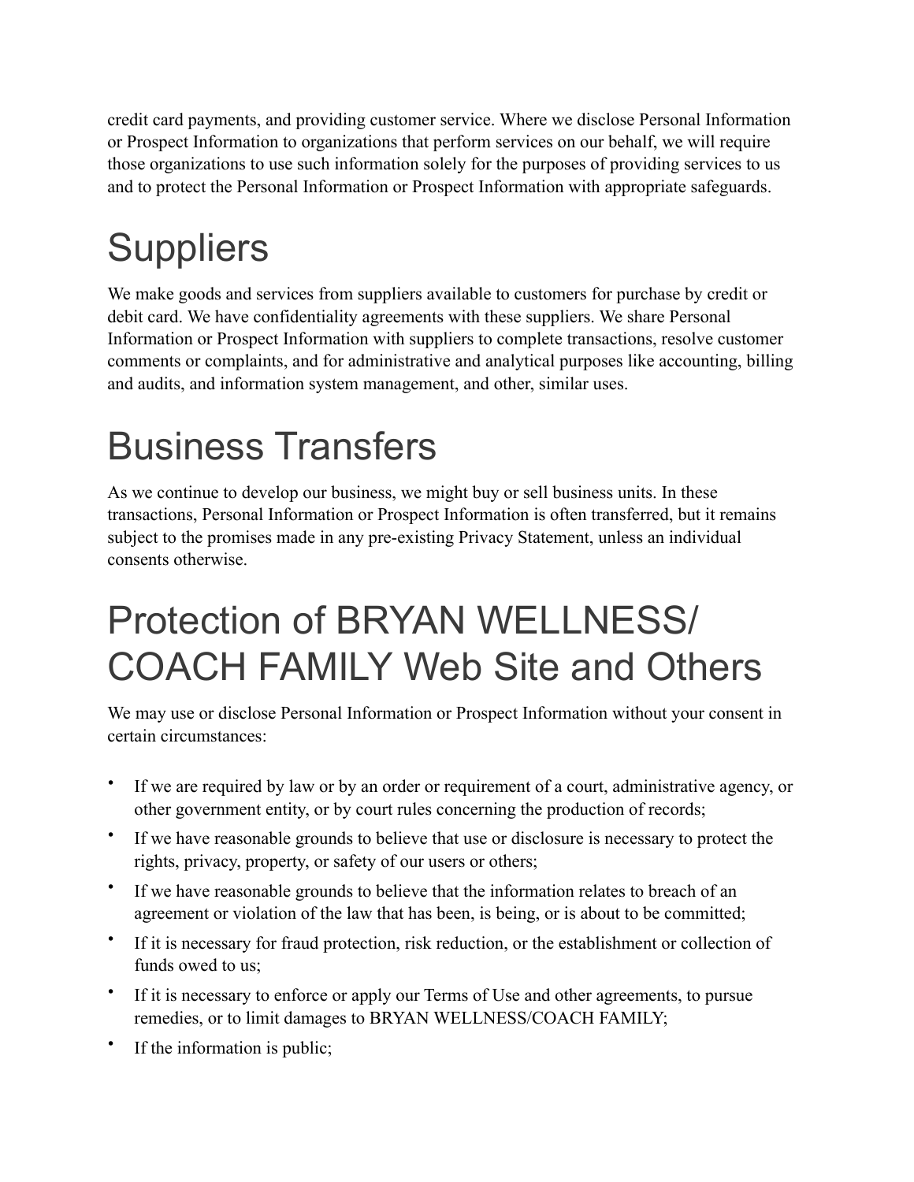credit card payments, and providing customer service. Where we disclose Personal Information or Prospect Information to organizations that perform services on our behalf, we will require those organizations to use such information solely for the purposes of providing services to us and to protect the Personal Information or Prospect Information with appropriate safeguards.

# Suppliers

We make goods and services from suppliers available to customers for purchase by credit or debit card. We have confidentiality agreements with these suppliers. We share Personal Information or Prospect Information with suppliers to complete transactions, resolve customer comments or complaints, and for administrative and analytical purposes like accounting, billing and audits, and information system management, and other, similar uses.

# Business Transfers

As we continue to develop our business, we might buy or sell business units. In these transactions, Personal Information or Prospect Information is often transferred, but it remains subject to the promises made in any pre-existing Privacy Statement, unless an individual consents otherwise.

# Protection of BRYAN WELLNESS/ COACH FAMILY Web Site and Others

We may use or disclose Personal Information or Prospect Information without your consent in certain circumstances:

- If we are required by law or by an order or requirement of a court, administrative agency, or other government entity, or by court rules concerning the production of records;
- If we have reasonable grounds to believe that use or disclosure is necessary to protect the rights, privacy, property, or safety of our users or others;
- If we have reasonable grounds to believe that the information relates to breach of an agreement or violation of the law that has been, is being, or is about to be committed;
- If it is necessary for fraud protection, risk reduction, or the establishment or collection of funds owed to us;
- If it is necessary to enforce or apply our Terms of Use and other agreements, to pursue remedies, or to limit damages to BRYAN WELLNESS/COACH FAMILY;
- If the information is public;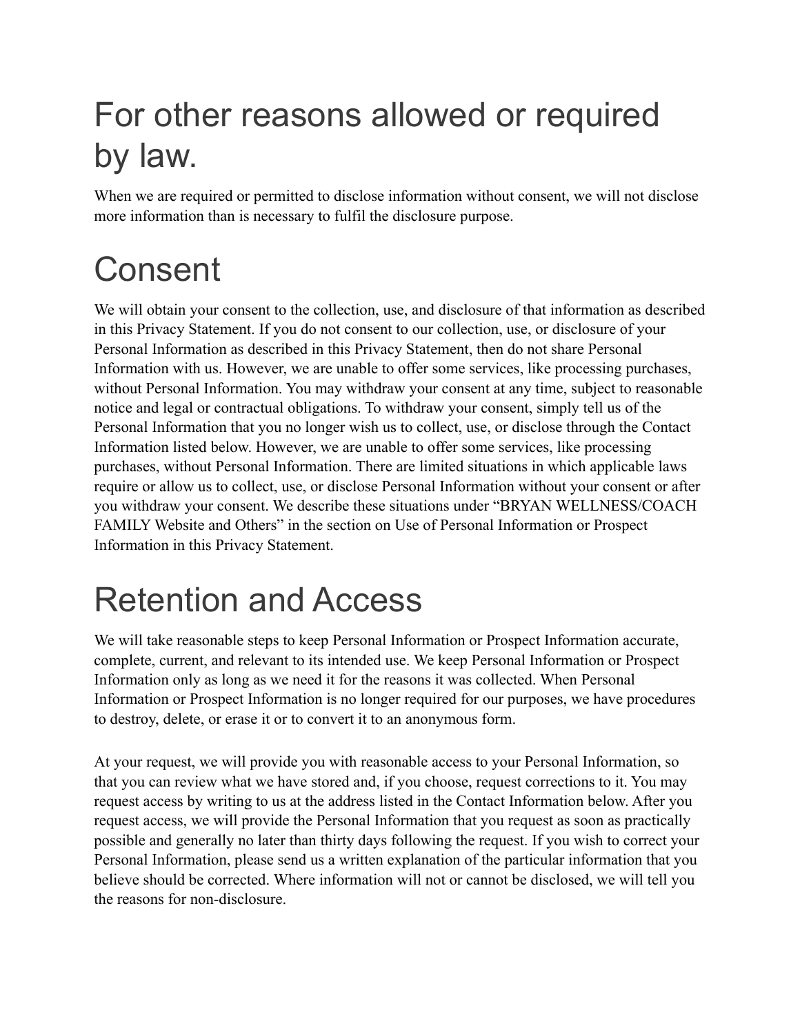# For other reasons allowed or required by law.

When we are required or permitted to disclose information without consent, we will not disclose more information than is necessary to fulfil the disclosure purpose.

# Consent

We will obtain your consent to the collection, use, and disclosure of that information as described in this Privacy Statement. If you do not consent to our collection, use, or disclosure of your Personal Information as described in this Privacy Statement, then do not share Personal Information with us. However, we are unable to offer some services, like processing purchases, without Personal Information. You may withdraw your consent at any time, subject to reasonable notice and legal or contractual obligations. To withdraw your consent, simply tell us of the Personal Information that you no longer wish us to collect, use, or disclose through the Contact Information listed below. However, we are unable to offer some services, like processing purchases, without Personal Information. There are limited situations in which applicable laws require or allow us to collect, use, or disclose Personal Information without your consent or after you withdraw your consent. We describe these situations under "BRYAN WELLNESS/COACH FAMILY Website and Others" in the section on Use of Personal Information or Prospect Information in this Privacy Statement.

# Retention and Access

We will take reasonable steps to keep Personal Information or Prospect Information accurate, complete, current, and relevant to its intended use. We keep Personal Information or Prospect Information only as long as we need it for the reasons it was collected. When Personal Information or Prospect Information is no longer required for our purposes, we have procedures to destroy, delete, or erase it or to convert it to an anonymous form.

At your request, we will provide you with reasonable access to your Personal Information, so that you can review what we have stored and, if you choose, request corrections to it. You may request access by writing to us at the address listed in the Contact Information below. After you request access, we will provide the Personal Information that you request as soon as practically possible and generally no later than thirty days following the request. If you wish to correct your Personal Information, please send us a written explanation of the particular information that you believe should be corrected. Where information will not or cannot be disclosed, we will tell you the reasons for non-disclosure.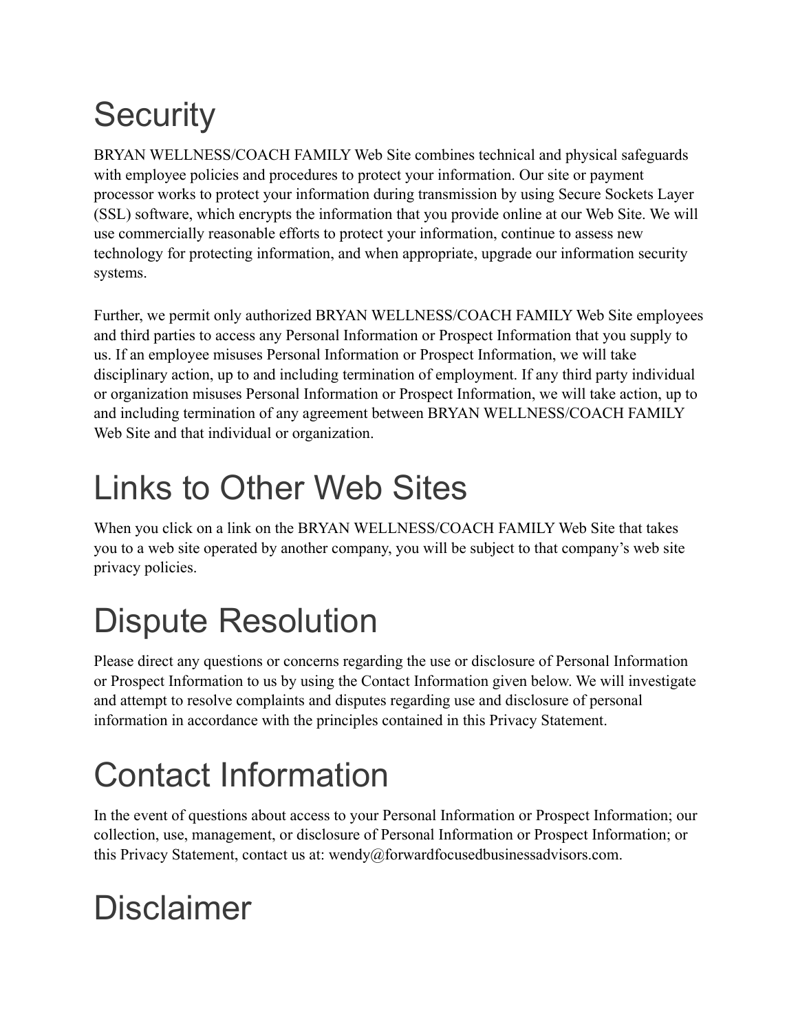# Security

BRYAN WELLNESS/COACH FAMILY Web Site combines technical and physical safeguards with employee policies and procedures to protect your information. Our site or payment processor works to protect your information during transmission by using Secure Sockets Layer (SSL) software, which encrypts the information that you provide online at our Web Site. We will use commercially reasonable efforts to protect your information, continue to assess new technology for protecting information, and when appropriate, upgrade our information security systems.

Further, we permit only authorized BRYAN WELLNESS/COACH FAMILY Web Site employees and third parties to access any Personal Information or Prospect Information that you supply to us. If an employee misuses Personal Information or Prospect Information, we will take disciplinary action, up to and including termination of employment. If any third party individual or organization misuses Personal Information or Prospect Information, we will take action, up to and including termination of any agreement between BRYAN WELLNESS/COACH FAMILY Web Site and that individual or organization.

# Links to Other Web Sites

When you click on a link on the BRYAN WELLNESS/COACH FAMILY Web Site that takes you to a web site operated by another company, you will be subject to that company's web site privacy policies.

# Dispute Resolution

Please direct any questions or concerns regarding the use or disclosure of Personal Information or Prospect Information to us by using the Contact Information given below. We will investigate and attempt to resolve complaints and disputes regarding use and disclosure of personal information in accordance with the principles contained in this Privacy Statement.

# Contact Information

In the event of questions about access to your Personal Information or Prospect Information; our collection, use, management, or disclosure of Personal Information or Prospect Information; or this Privacy Statement, contact us at: wendy@forwardfocusedbusinessadvisors.com.

# Disclaimer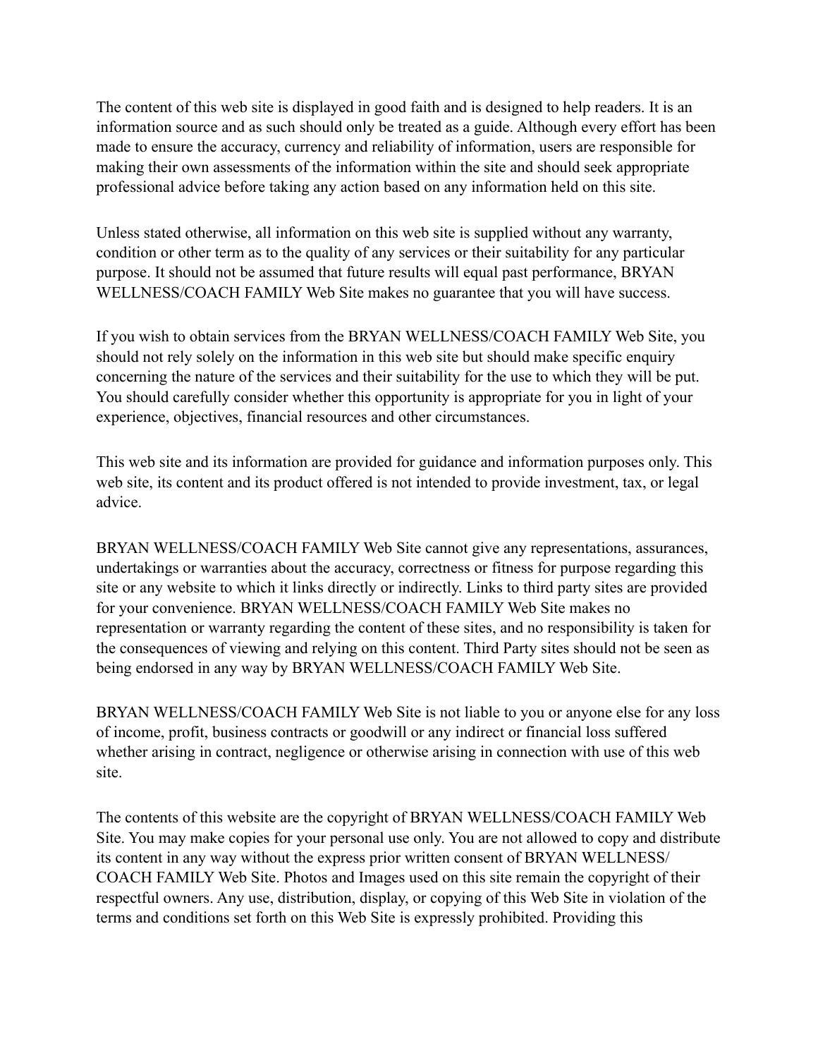The content of this web site is displayed in good faith and is designed to help readers. It is an information source and as such should only be treated as a guide. Although every effort has been made to ensure the accuracy, currency and reliability of information, users are responsible for making their own assessments of the information within the site and should seek appropriate professional advice before taking any action based on any information held on this site.

Unless stated otherwise, all information on this web site is supplied without any warranty, condition or other term as to the quality of any services or their suitability for any particular purpose. It should not be assumed that future results will equal past performance, BRYAN WELLNESS/COACH FAMILY Web Site makes no guarantee that you will have success.

If you wish to obtain services from the BRYAN WELLNESS/COACH FAMILY Web Site, you should not rely solely on the information in this web site but should make specific enquiry concerning the nature of the services and their suitability for the use to which they will be put. You should carefully consider whether this opportunity is appropriate for you in light of your experience, objectives, financial resources and other circumstances.

This web site and its information are provided for guidance and information purposes only. This web site, its content and its product offered is not intended to provide investment, tax, or legal advice.

BRYAN WELLNESS/COACH FAMILY Web Site cannot give any representations, assurances, undertakings or warranties about the accuracy, correctness or fitness for purpose regarding this site or any website to which it links directly or indirectly. Links to third party sites are provided for your convenience. BRYAN WELLNESS/COACH FAMILY Web Site makes no representation or warranty regarding the content of these sites, and no responsibility is taken for the consequences of viewing and relying on this content. Third Party sites should not be seen as being endorsed in any way by BRYAN WELLNESS/COACH FAMILY Web Site.

BRYAN WELLNESS/COACH FAMILY Web Site is not liable to you or anyone else for any loss of income, profit, business contracts or goodwill or any indirect or financial loss suffered whether arising in contract, negligence or otherwise arising in connection with use of this web site.

The contents of this website are the copyright of BRYAN WELLNESS/COACH FAMILY Web Site. You may make copies for your personal use only. You are not allowed to copy and distribute its content in any way without the express prior written consent of BRYAN WELLNESS/COACH FAMILY Web Site. Photos and Images used on this site remain the copyright of their respectful owners. Any use, distribution, display, or copying of this Web Site in violation of the terms and conditions set forth on this Web Site is expressly prohibited. Providing this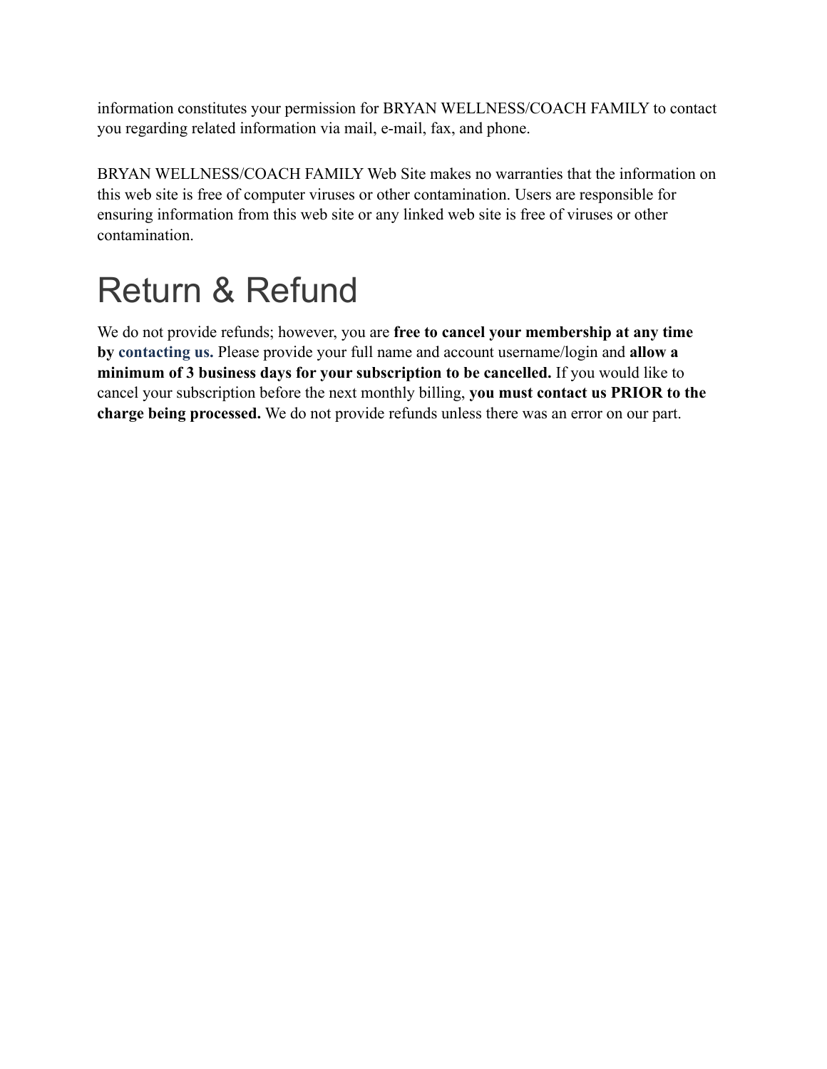information constitutes your permission for BRYAN WELLNESS/COACH FAMILY to contact you regarding related information via mail, e-mail, fax, and phone.

BRYAN WELLNESS/COACH FAMILY Web Site makes no warranties that the information on this web site is free of computer viruses or other contamination. Users are responsible for ensuring information from this web site or any linked web site is free of viruses or other contamination.

# Return & Refund

We do not provide refunds; however, you are **free to cancel your membership at any time by contacting us.** Please provide your full name and account username/login and **allow a minimum of 3 business days for your subscription to be cancelled.** If you would like to cancel your subscription before the next monthly billing, **you must contact us PRIOR to the charge being processed.** We do not provide refunds unless there was an error on our part.